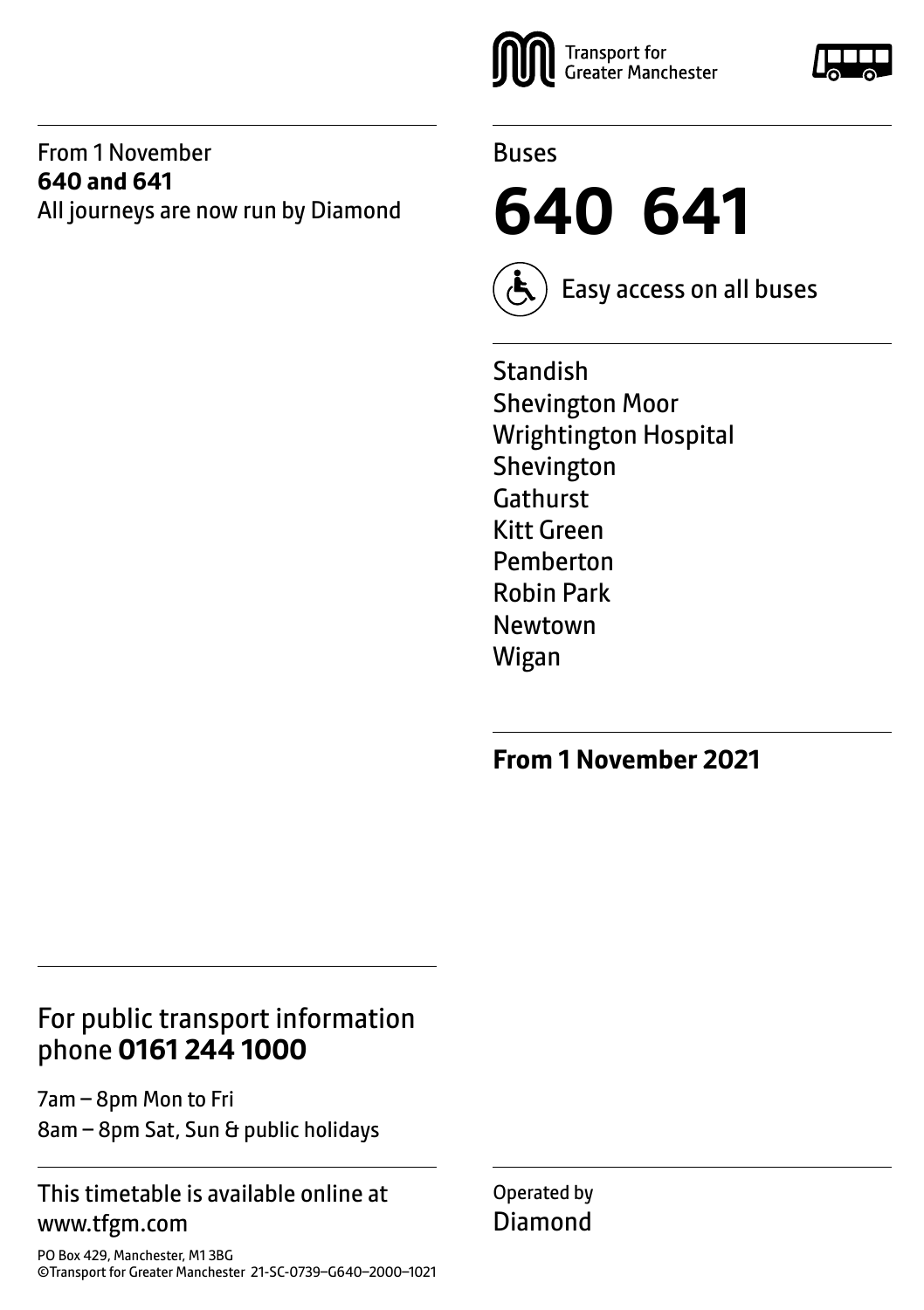Transport for Greater Manchester

From 1 November
**640 and 641**
All journeys are now run by Diamond

Buses

# 640 641

Easy access on all buses

Standish
Shevington Moor
Wrightington Hospital
Shevington
Gathurst
Kitt Green
Pemberton
Robin Park
Newtown
Wigan

**From 1 November 2021**

For public transport information phone **0161 244 1000**

7am – 8pm Mon to Fri
8am – 8pm Sat, Sun & public holidays

This timetable is available online at www.tfgm.com

PO Box 429, Manchester, M1 3BG
©Transport for Greater Manchester 21-SC-0739–G640–2000–1021

Operated by
Diamond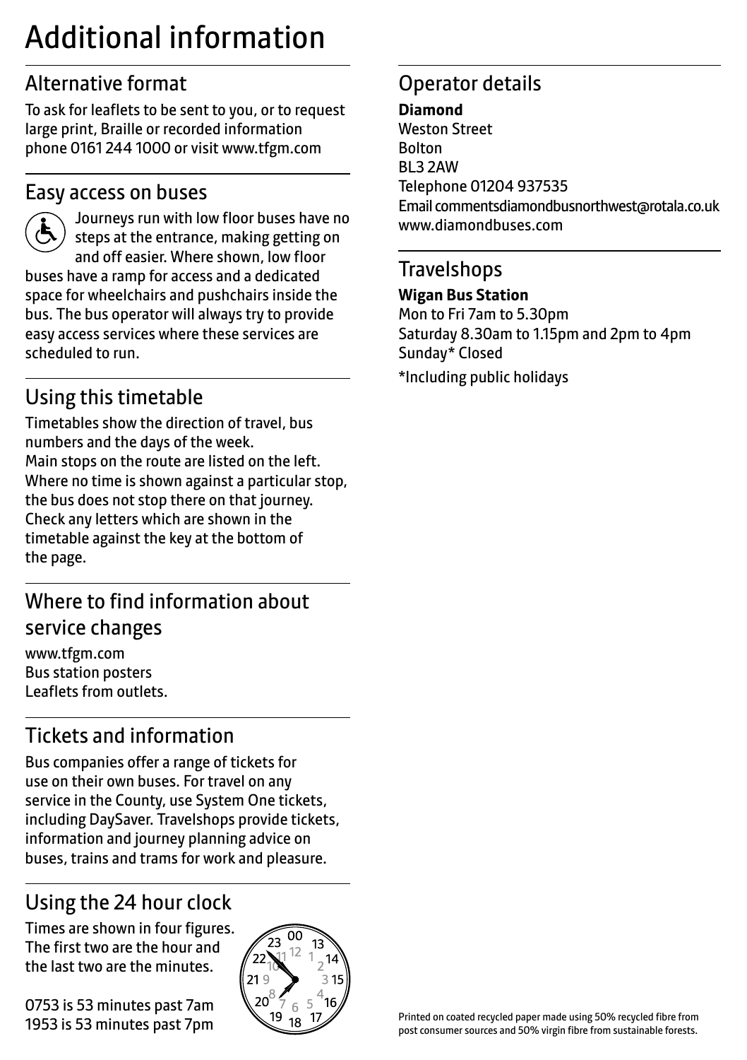# Additional information

## Alternative format

To ask for leaflets to be sent to you, or to request large print, Braille or recorded information phone 0161 244 1000 or visit www.tfgm.com

## Easy access on buses

Journeys run with low floor buses have no steps at the entrance, making getting on and off easier. Where shown, low floor buses have a ramp for access and a dedicated space for wheelchairs and pushchairs inside the bus. The bus operator will always try to provide easy access services where these services are scheduled to run.

## Using this timetable

Timetables show the direction of travel, bus numbers and the days of the week.
Main stops on the route are listed on the left. Where no time is shown against a particular stop, the bus does not stop there on that journey. Check any letters which are shown in the timetable against the key at the bottom of the page.

## Where to find information about service changes

www.tfgm.com
Bus station posters
Leaflets from outlets.

## Tickets and information

Bus companies offer a range of tickets for use on their own buses. For travel on any service in the County, use System One tickets, including DaySaver. Travelshops provide tickets, information and journey planning advice on buses, trains and trams for work and pleasure.

## Using the 24 hour clock

Times are shown in four figures. The first two are the hour and the last two are the minutes.

0753 is 53 minutes past 7am
1953 is 53 minutes past 7pm

## Operator details

**Diamond**
Weston Street
Bolton
BL3 2AW
Telephone 01204 937535
Email commentsdiamondbusnorthwest@rotala.co.uk
www.diamondbuses.com

## Travelshops

**Wigan Bus Station**
Mon to Fri 7am to 5.30pm
Saturday 8.30am to 1.15pm and 2pm to 4pm
Sunday* Closed

*Including public holidays

Printed on coated recycled paper made using 50% recycled fibre from post consumer sources and 50% virgin fibre from sustainable forests.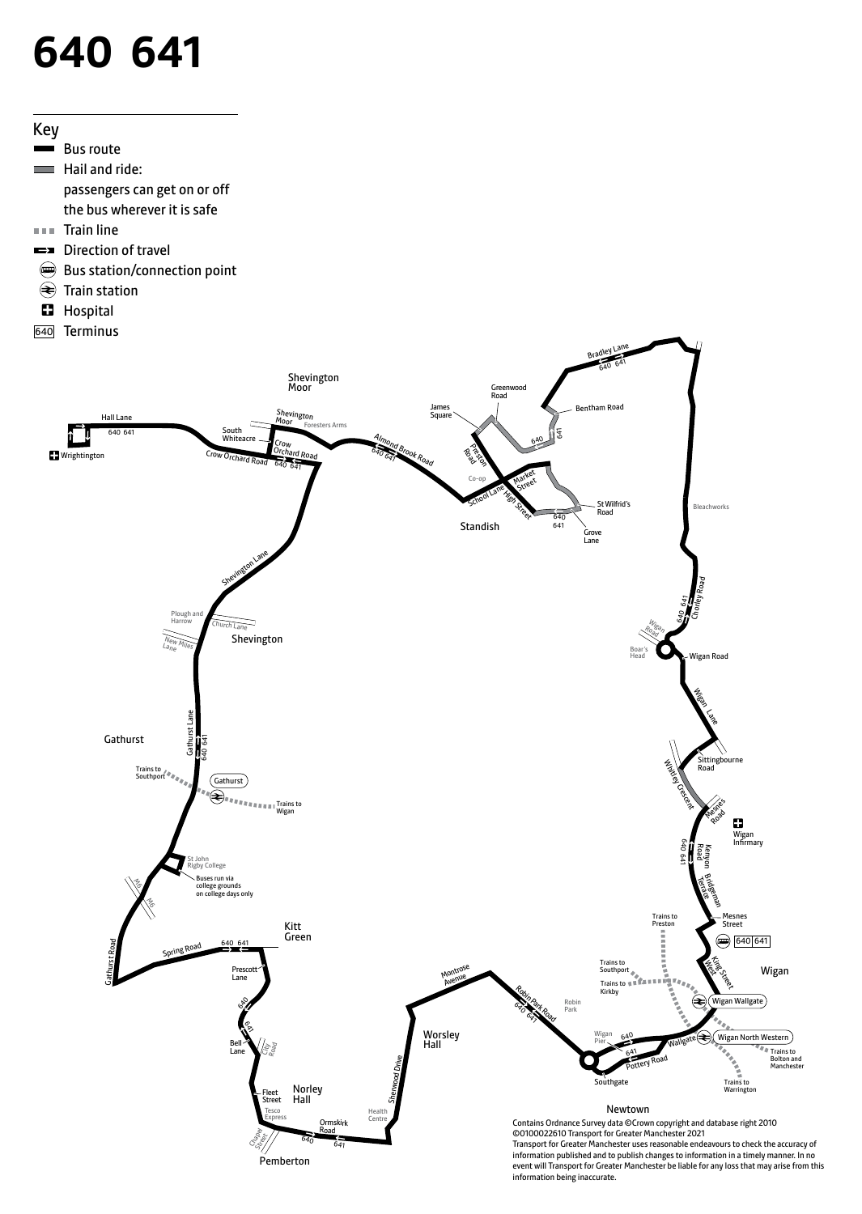# 640 641

## Key

- Bus route
- Hail and ride: passengers can get on or off the bus wherever it is safe
- Train line
- Direction of travel
- Bus station/connection point
- Train station
- Hospital
- 640 Terminus

Hall Lane 640 641

Wrightington

South Whiteacre

Crow Orchard Road 640 641

Shevington Moor

Foresters Arms

Almond Brook Road 640 641

James Square

Preston Road

Greenwood Road

Bradley Lane 640 641

Bentham Road

Co-op

School Lane

Market Street

High Street

St Wilfrid's Road

Standish

Grove Lane

Bleachworks

Chorley Road 640 641

Wigan Road

Boar's Head

Wigan Lane

Sittingbourne Road

Whitley Crescent

Mesnes Road

Wigan Infirmary

Kenyon Road 640 641

Bridgeman Terrace

Mesnes Street

640 641

King Street West

Wigan

Wigan Wallgate

Wigan North Western

Wallgate

Trains to Preston

Trains to Southport

Trains to Kirkby

Trains to Bolton and Manchester

Trains to Warrington

Wigan Pier

Pottery Road

Southgate

Newtown

Robin Park

Robin Park Road 640 641

Montrose Avenue

Worsley Hall

Sherwood Drive

Health Centre

Ormskirk Road 640 641

Pemberton

Chapel Street

Tesco Express

Fleet Street

Norley Hall

Bell Lane

City Road

Prescott Lane

Kitt Green

Spring Road 640 641

Gathurst Road

M6

St John Rigby College

Buses run via college grounds on college days only

Gathurst

Trains to Wigan

Trains to Southport

Gathurst Lane 640 641

Shevington

Plough and Harrow

New Miles Lane

Church Lane

Shevington Lane

Contains Ordnance Survey data ©Crown copyright and database right 2010
©0100022610 Transport for Greater Manchester 2021
Transport for Greater Manchester uses reasonable endeavours to check the accuracy of information published and to publish changes to information in a timely manner. In no event will Transport for Greater Manchester be liable for any loss that may arise from this information being inaccurate.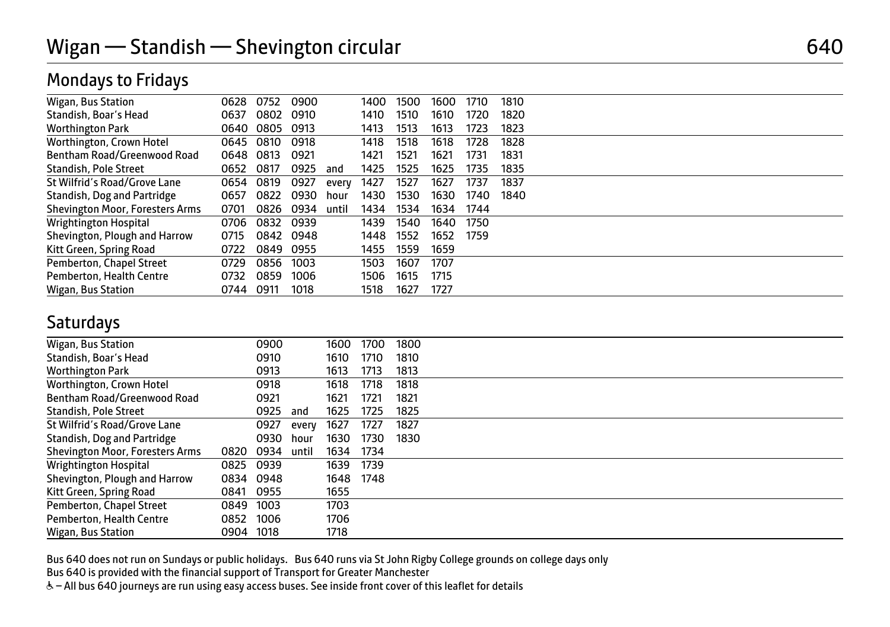# Wigan — Standish — Shevington circular

## 640

## Mondays to Fridays

| | | | | | | | | | |
|---|---|---|---|---|---|---|---|---|---|
| Wigan, Bus Station | 0628 | 0752 | 0900 | | 1400 | 1500 | 1600 | 1710 | 1810 |
| Standish, Boar's Head | 0637 | 0802 | 0910 | | 1410 | 1510 | 1610 | 1720 | 1820 |
| Worthington Park | 0640 | 0805 | 0913 | | 1413 | 1513 | 1613 | 1723 | 1823 |
| Worthington, Crown Hotel | 0645 | 0810 | 0918 | | 1418 | 1518 | 1618 | 1728 | 1828 |
| Bentham Road/Greenwood Road | 0648 | 0813 | 0921 | | 1421 | 1521 | 1621 | 1731 | 1831 |
| Standish, Pole Street | 0652 | 0817 | 0925 | and | 1425 | 1525 | 1625 | 1735 | 1835 |
| St Wilfrid's Road/Grove Lane | 0654 | 0819 | 0927 | every | 1427 | 1527 | 1627 | 1737 | 1837 |
| Standish, Dog and Partridge | 0657 | 0822 | 0930 | hour | 1430 | 1530 | 1630 | 1740 | 1840 |
| Shevington Moor, Foresters Arms | 0701 | 0826 | 0934 | until | 1434 | 1534 | 1634 | 1744 | |
| Wrightington Hospital | 0706 | 0832 | 0939 | | 1439 | 1540 | 1640 | 1750 | |
| Shevington, Plough and Harrow | 0715 | 0842 | 0948 | | 1448 | 1552 | 1652 | 1759 | |
| Kitt Green, Spring Road | 0722 | 0849 | 0955 | | 1455 | 1559 | 1659 | | |
| Pemberton, Chapel Street | 0729 | 0856 | 1003 | | 1503 | 1607 | 1707 | | |
| Pemberton, Health Centre | 0732 | 0859 | 1006 | | 1506 | 1615 | 1715 | | |
| Wigan, Bus Station | 0744 | 0911 | 1018 | | 1518 | 1627 | 1727 | | |

## Saturdays

| | | | | | | |
|---|---|---|---|---|---|---|
| Wigan, Bus Station | | 0900 | | 1600 | 1700 | 1800 |
| Standish, Boar's Head | | 0910 | | 1610 | 1710 | 1810 |
| Worthington Park | | 0913 | | 1613 | 1713 | 1813 |
| Worthington, Crown Hotel | | 0918 | | 1618 | 1718 | 1818 |
| Bentham Road/Greenwood Road | | 0921 | | 1621 | 1721 | 1821 |
| Standish, Pole Street | | 0925 | and | 1625 | 1725 | 1825 |
| St Wilfrid's Road/Grove Lane | | 0927 | every | 1627 | 1727 | 1827 |
| Standish, Dog and Partridge | | 0930 | hour | 1630 | 1730 | 1830 |
| Shevington Moor, Foresters Arms | 0820 | 0934 | until | 1634 | 1734 | |
| Wrightington Hospital | 0825 | 0939 | | 1639 | 1739 | |
| Shevington, Plough and Harrow | 0834 | 0948 | | 1648 | 1748 | |
| Kitt Green, Spring Road | 0841 | 0955 | | 1655 | | |
| Pemberton, Chapel Street | 0849 | 1003 | | 1703 | | |
| Pemberton, Health Centre | 0852 | 1006 | | 1706 | | |
| Wigan, Bus Station | 0904 | 1018 | | 1718 | | |

Bus 640 does not run on Sundays or public holidays. Bus 640 runs via St John Rigby College grounds on college days only

Bus 640 is provided with the financial support of Transport for Greater Manchester

♿ – All bus 640 journeys are run using easy access buses. See inside front cover of this leaflet for details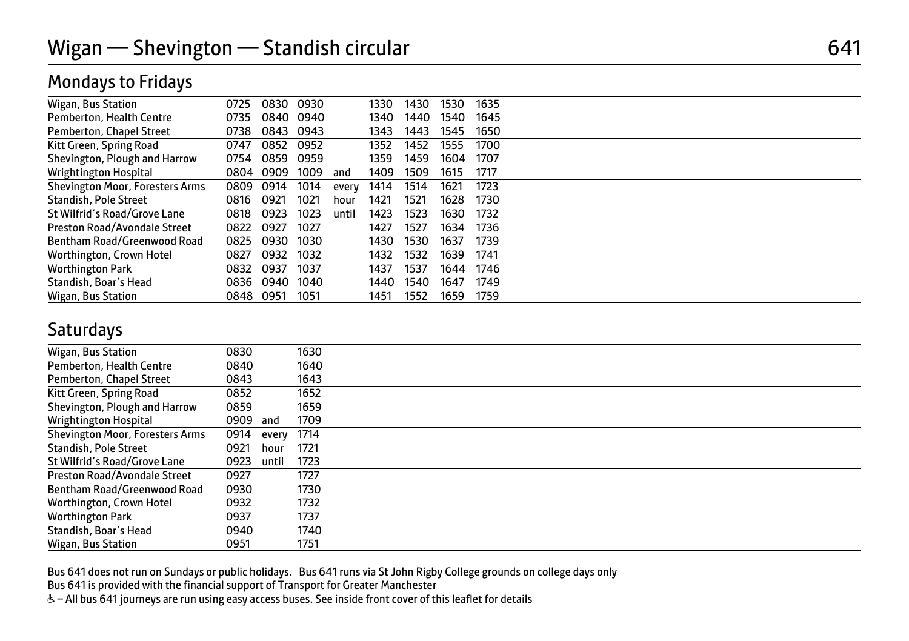# Wigan — Shevington — Standish circular

## Mondays to Fridays

| | | | | | | | | |
|---|---|---|---|---|---|---|---|---|
| Wigan, Bus Station | 0725 | 0830 | 0930 | | 1330 | 1430 | 1530 | 1635 |
| Pemberton, Health Centre | 0735 | 0840 | 0940 | | 1340 | 1440 | 1540 | 1645 |
| Pemberton, Chapel Street | 0738 | 0843 | 0943 | | 1343 | 1443 | 1545 | 1650 |
| Kitt Green, Spring Road | 0747 | 0852 | 0952 | | 1352 | 1452 | 1555 | 1700 |
| Shevington, Plough and Harrow | 0754 | 0859 | 0959 | | 1359 | 1459 | 1604 | 1707 |
| Wrightington Hospital | 0804 | 0909 | 1009 | and | 1409 | 1509 | 1615 | 1717 |
| Shevington Moor, Foresters Arms | 0809 | 0914 | 1014 | every | 1414 | 1514 | 1621 | 1723 |
| Standish, Pole Street | 0816 | 0921 | 1021 | hour | 1421 | 1521 | 1628 | 1730 |
| St Wilfrid's Road/Grove Lane | 0818 | 0923 | 1023 | until | 1423 | 1523 | 1630 | 1732 |
| Preston Road/Avondale Street | 0822 | 0927 | 1027 | | 1427 | 1527 | 1634 | 1736 |
| Bentham Road/Greenwood Road | 0825 | 0930 | 1030 | | 1430 | 1530 | 1637 | 1739 |
| Worthington, Crown Hotel | 0827 | 0932 | 1032 | | 1432 | 1532 | 1639 | 1741 |
| Worthington Park | 0832 | 0937 | 1037 | | 1437 | 1537 | 1644 | 1746 |
| Standish, Boar's Head | 0836 | 0940 | 1040 | | 1440 | 1540 | 1647 | 1749 |
| Wigan, Bus Station | 0848 | 0951 | 1051 | | 1451 | 1552 | 1659 | 1759 |

## Saturdays

| | | | |
|---|---|---|---|
| Wigan, Bus Station | 0830 | | 1630 |
| Pemberton, Health Centre | 0840 | | 1640 |
| Pemberton, Chapel Street | 0843 | | 1643 |
| Kitt Green, Spring Road | 0852 | | 1652 |
| Shevington, Plough and Harrow | 0859 | | 1659 |
| Wrightington Hospital | 0909 | and | 1709 |
| Shevington Moor, Foresters Arms | 0914 | every | 1714 |
| Standish, Pole Street | 0921 | hour | 1721 |
| St Wilfrid's Road/Grove Lane | 0923 | until | 1723 |
| Preston Road/Avondale Street | 0927 | | 1727 |
| Bentham Road/Greenwood Road | 0930 | | 1730 |
| Worthington, Crown Hotel | 0932 | | 1732 |
| Worthington Park | 0937 | | 1737 |
| Standish, Boar's Head | 0940 | | 1740 |
| Wigan, Bus Station | 0951 | | 1751 |

Bus 641 does not run on Sundays or public holidays. Bus 641 runs via St John Rigby College grounds on college days only

Bus 641 is provided with the financial support of Transport for Greater Manchester

♿ – All bus 641 journeys are run using easy access buses. See inside front cover of this leaflet for details